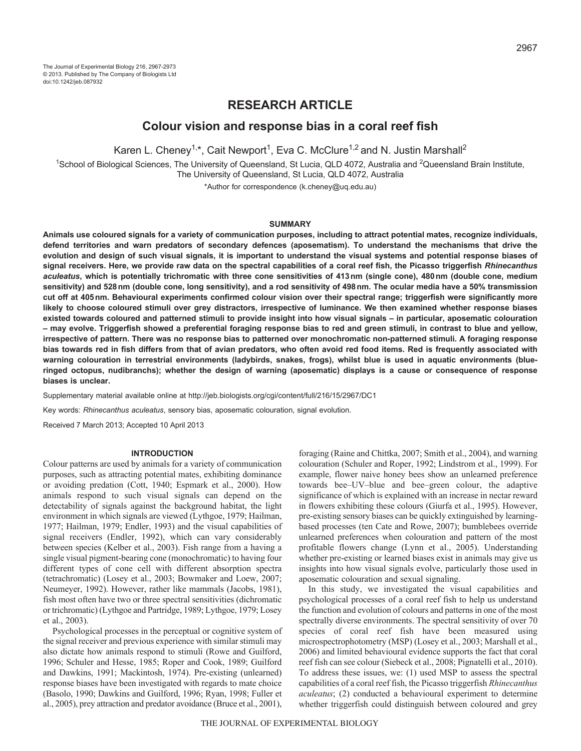RESEARCH ARTICLE

# Colour vision and response bias in a coral reef fish

Karen L. Cheney[1,*], Cait Newport[1], Eva C. McClure[1,2] and N. Justin Marshall[2]

[1]School of Biological Sciences, The University of Queensland, St Lucia, QLD 4072, Australia and [2]Queensland Brain Institute, The University of Queensland, St Lucia, QLD 4072, Australia

*Author for correspondence (k.cheney@uq.edu.au)

## SUMMARY

**Animals use coloured signals for a variety of communication purposes, including to attract potential mates, recognize individuals, defend territories and warn predators of secondary defences (aposematism). To understand the mechanisms that drive the evolution and design of such visual signals, it is important to understand the visual systems and potential response biases of signal receivers. Here, we provide raw data on the spectral capabilities of a coral reef fish, the Picasso triggerfish *Rhinecanthus aculeatus*, which is potentially trichromatic with three cone sensitivities of 413 nm (single cone), 480 nm (double cone, medium sensitivity) and 528 nm (double cone, long sensitivity), and a rod sensitivity of 498 nm. The ocular media have a 50% transmission cut off at 405 nm. Behavioural experiments confirmed colour vision over their spectral range; triggerfish were significantly more likely to choose coloured stimuli over grey distractors, irrespective of luminance. We then examined whether response biases existed towards coloured and patterned stimuli to provide insight into how visual signals – in particular, aposematic colouration – may evolve. Triggerfish showed a preferential foraging response bias to red and green stimuli, in contrast to blue and yellow, irrespective of pattern. There was no response bias to patterned over monochromatic non-patterned stimuli. A foraging response bias towards red in fish differs from that of avian predators, who often avoid red food items. Red is frequently associated with warning colouration in terrestrial environments (ladybirds, snakes, frogs), whilst blue is used in aquatic environments (blue-ringed octopus, nudibranchs); whether the design of warning (aposematic) displays is a cause or consequence of response biases is unclear.**

Supplementary material available online at http://jeb.biologists.org/cgi/content/full/216/15/2967/DC1

Key words: *Rhinecanthus aculeatus*, sensory bias, aposematic colouration, signal evolution.

Received 7 March 2013; Accepted 10 April 2013

## INTRODUCTION

Colour patterns are used by animals for a variety of communication purposes, such as attracting potential mates, exhibiting dominance or avoiding predation (Cott, 1940; Espmark et al., 2000). How animals respond to such visual signals can depend on the detectability of signals against the background habitat, the light environment in which signals are viewed (Lythgoe, 1979; Hailman, 1977; Hailman, 1979; Endler, 1993) and the visual capabilities of signal receivers (Endler, 1992), which can vary considerably between species (Kelber et al., 2003). Fish range from a having a single visual pigment-bearing cone (monochromatic) to having four different types of cone cell with different absorption spectra (tetrachromatic) (Losey et al., 2003; Bowmaker and Loew, 2007; Neumeyer, 1992). However, rather like mammals (Jacobs, 1981), fish most often have two or three spectral sensitivities (dichromatic or trichromatic) (Lythgoe and Partridge, 1989; Lythgoe, 1979; Losey et al., 2003).

Psychological processes in the perceptual or cognitive system of the signal receiver and previous experience with similar stimuli may also dictate how animals respond to stimuli (Rowe and Guilford, 1996; Schuler and Hesse, 1985; Roper and Cook, 1989; Guilford and Dawkins, 1991; Mackintosh, 1974). Pre-existing (unlearned) response biases have been investigated with regards to mate choice (Basolo, 1990; Dawkins and Guilford, 1996; Ryan, 1998; Fuller et al., 2005), prey attraction and predator avoidance (Bruce et al., 2001), foraging (Raine and Chittka, 2007; Smith et al., 2004), and warning colouration (Schuler and Roper, 1992; Lindstrom et al., 1999). For example, flower naive honey bees show an unlearned preference towards bee–UV–blue and bee–green colour, the adaptive significance of which is explained with an increase in nectar reward in flowers exhibiting these colours (Giurfa et al., 1995). However, pre-existing sensory biases can be quickly extinguished by learning-based processes (ten Cate and Rowe, 2007); bumblebees override unlearned preferences when colouration and pattern of the most profitable flowers change (Lynn et al., 2005). Understanding whether pre-existing or learned biases exist in animals may give us insights into how visual signals evolve, particularly those used in aposematic colouration and sexual signaling.

In this study, we investigated the visual capabilities and psychological processes of a coral reef fish to help us understand the function and evolution of colours and patterns in one of the most spectrally diverse environments. The spectral sensitivity of over 70 species of coral reef fish have been measured using microspectrophotometry (MSP) (Losey et al., 2003; Marshall et al., 2006) and limited behavioural evidence supports the fact that coral reef fish can see colour (Siebeck et al., 2008; Pignatelli et al., 2010). To address these issues, we: (1) used MSP to assess the spectral capabilities of a coral reef fish, the Picasso triggerfish *Rhinecanthus aculeatus*; (2) conducted a behavioural experiment to determine whether triggerfish could distinguish between coloured and grey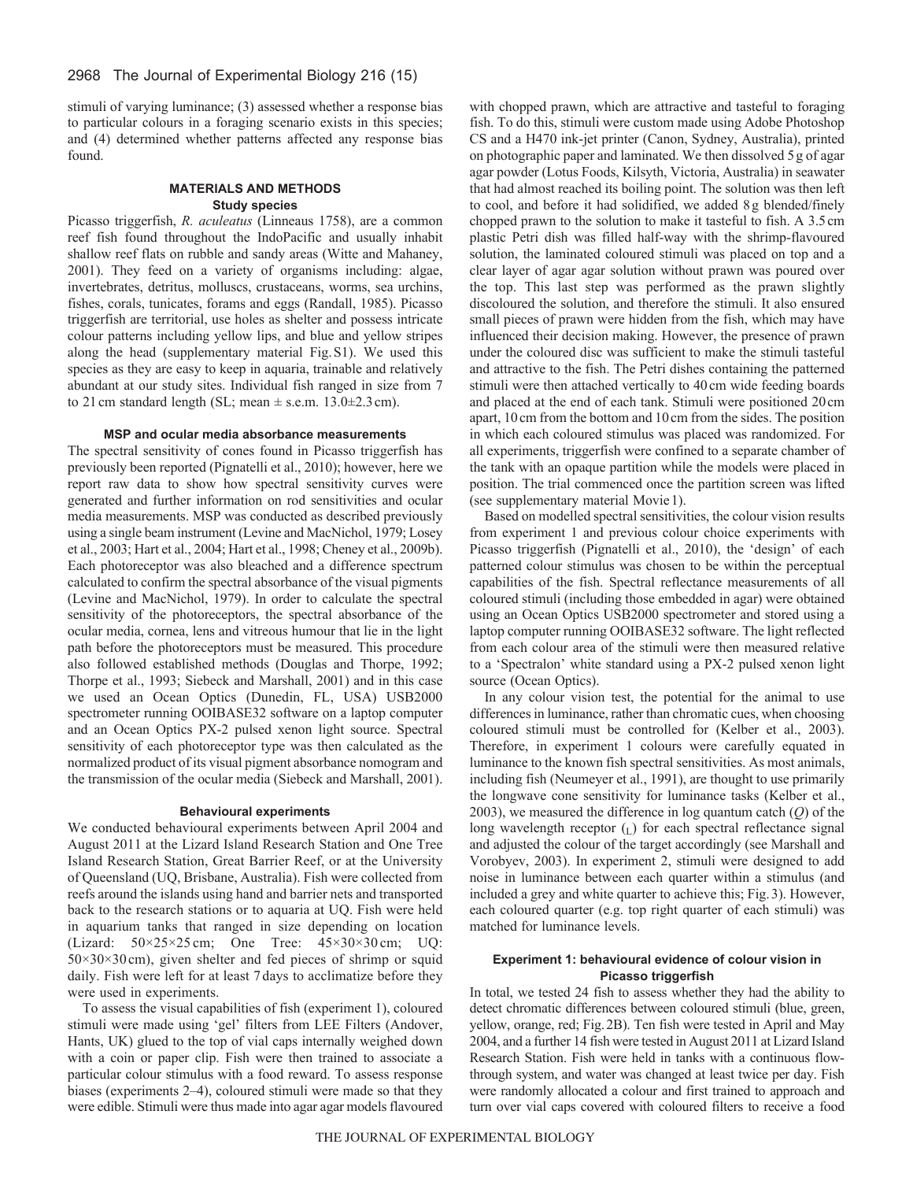stimuli of varying luminance; (3) assessed whether a response bias to particular colours in a foraging scenario exists in this species; and (4) determined whether patterns affected any response bias found.

## MATERIALS AND METHODS

### Study species

Picasso triggerfish, *R. aculeatus* (Linneaus 1758), are a common reef fish found throughout the IndoPacific and usually inhabit shallow reef flats on rubble and sandy areas (Witte and Mahaney, 2001). They feed on a variety of organisms including: algae, invertebrates, detritus, molluscs, crustaceans, worms, sea urchins, fishes, corals, tunicates, forams and eggs (Randall, 1985). Picasso triggerfish are territorial, use holes as shelter and possess intricate colour patterns including yellow lips, and blue and yellow stripes along the head (supplementary material Fig. S1). We used this species as they are easy to keep in aquaria, trainable and relatively abundant at our study sites. Individual fish ranged in size from 7 to 21 cm standard length (SL; mean ± s.e.m. 13.0±2.3 cm).

### MSP and ocular media absorbance measurements

The spectral sensitivity of cones found in Picasso triggerfish has previously been reported (Pignatelli et al., 2010); however, here we report raw data to show how spectral sensitivity curves were generated and further information on rod sensitivities and ocular media measurements. MSP was conducted as described previously using a single beam instrument (Levine and MacNichol, 1979; Losey et al., 2003; Hart et al., 2004; Hart et al., 1998; Cheney et al., 2009b). Each photoreceptor was also bleached and a difference spectrum calculated to confirm the spectral absorbance of the visual pigments (Levine and MacNichol, 1979). In order to calculate the spectral sensitivity of the photoreceptors, the spectral absorbance of the ocular media, cornea, lens and vitreous humour that lie in the light path before the photoreceptors must be measured. This procedure also followed established methods (Douglas and Thorpe, 1992; Thorpe et al., 1993; Siebeck and Marshall, 2001) and in this case we used an Ocean Optics (Dunedin, FL, USA) USB2000 spectrometer running OOIBASE32 software on a laptop computer and an Ocean Optics PX-2 pulsed xenon light source. Spectral sensitivity of each photoreceptor type was then calculated as the normalized product of its visual pigment absorbance nomogram and the transmission of the ocular media (Siebeck and Marshall, 2001).

### Behavioural experiments

We conducted behavioural experiments between April 2004 and August 2011 at the Lizard Island Research Station and One Tree Island Research Station, Great Barrier Reef, or at the University of Queensland (UQ, Brisbane, Australia). Fish were collected from reefs around the islands using hand and barrier nets and transported back to the research stations or to aquaria at UQ. Fish were held in aquarium tanks that ranged in size depending on location (Lizard: 50×25×25 cm; One Tree: 45×30×30 cm; UQ: 50×30×30 cm), given shelter and fed pieces of shrimp or squid daily. Fish were left for at least 7 days to acclimatize before they were used in experiments.

To assess the visual capabilities of fish (experiment 1), coloured stimuli were made using 'gel' filters from LEE Filters (Andover, Hants, UK) glued to the top of vial caps internally weighed down with a coin or paper clip. Fish were then trained to associate a particular colour stimulus with a food reward. To assess response biases (experiments 2–4), coloured stimuli were made so that they were edible. Stimuli were thus made into agar agar models flavoured with chopped prawn, which are attractive and tasteful to foraging fish. To do this, stimuli were custom made using Adobe Photoshop CS and a H470 ink-jet printer (Canon, Sydney, Australia), printed on photographic paper and laminated. We then dissolved 5 g of agar agar powder (Lotus Foods, Kilsyth, Victoria, Australia) in seawater that had almost reached its boiling point. The solution was then left to cool, and before it had solidified, we added 8 g blended/finely chopped prawn to the solution to make it tasteful to fish. A 3.5 cm plastic Petri dish was filled half-way with the shrimp-flavoured solution, the laminated coloured stimuli was placed on top and a clear layer of agar agar solution without prawn was poured over the top. This last step was performed as the prawn slightly discoloured the solution, and therefore the stimuli. It also ensured small pieces of prawn were hidden from the fish, which may have influenced their decision making. However, the presence of prawn under the coloured disc was sufficient to make the stimuli tasteful and attractive to the fish. The Petri dishes containing the patterned stimuli were then attached vertically to 40 cm wide feeding boards and placed at the end of each tank. Stimuli were positioned 20 cm apart, 10 cm from the bottom and 10 cm from the sides. The position in which each coloured stimulus was placed was randomized. For all experiments, triggerfish were confined to a separate chamber of the tank with an opaque partition while the models were placed in position. The trial commenced once the partition screen was lifted (see supplementary material Movie 1).

Based on modelled spectral sensitivities, the colour vision results from experiment 1 and previous colour choice experiments with Picasso triggerfish (Pignatelli et al., 2010), the 'design' of each patterned colour stimulus was chosen to be within the perceptual capabilities of the fish. Spectral reflectance measurements of all coloured stimuli (including those embedded in agar) were obtained using an Ocean Optics USB2000 spectrometer and stored using a laptop computer running OOIBASE32 software. The light reflected from each colour area of the stimuli were then measured relative to a 'Spectralon' white standard using a PX-2 pulsed xenon light source (Ocean Optics).

In any colour vision test, the potential for the animal to use differences in luminance, rather than chromatic cues, when choosing coloured stimuli must be controlled for (Kelber et al., 2003). Therefore, in experiment 1 colours were carefully equated in luminance to the known fish spectral sensitivities. As most animals, including fish (Neumeyer et al., 1991), are thought to use primarily the longwave cone sensitivity for luminance tasks (Kelber et al., 2003), we measured the difference in log quantum catch ($Q$) of the long wavelength receptor ($_{\mathrm{L}}$) for each spectral reflectance signal and adjusted the colour of the target accordingly (see Marshall and Vorobyev, 2003). In experiment 2, stimuli were designed to add noise in luminance between each quarter within a stimulus (and included a grey and white quarter to achieve this; Fig. 3). However, each coloured quarter (e.g. top right quarter of each stimuli) was matched for luminance levels.

### Experiment 1: behavioural evidence of colour vision in Picasso triggerfish

In total, we tested 24 fish to assess whether they had the ability to detect chromatic differences between coloured stimuli (blue, green, yellow, orange, red; Fig. 2B). Ten fish were tested in April and May 2004, and a further 14 fish were tested in August 2011 at Lizard Island Research Station. Fish were held in tanks with a continuous flow-through system, and water was changed at least twice per day. Fish were randomly allocated a colour and first trained to approach and turn over vial caps covered with coloured filters to receive a food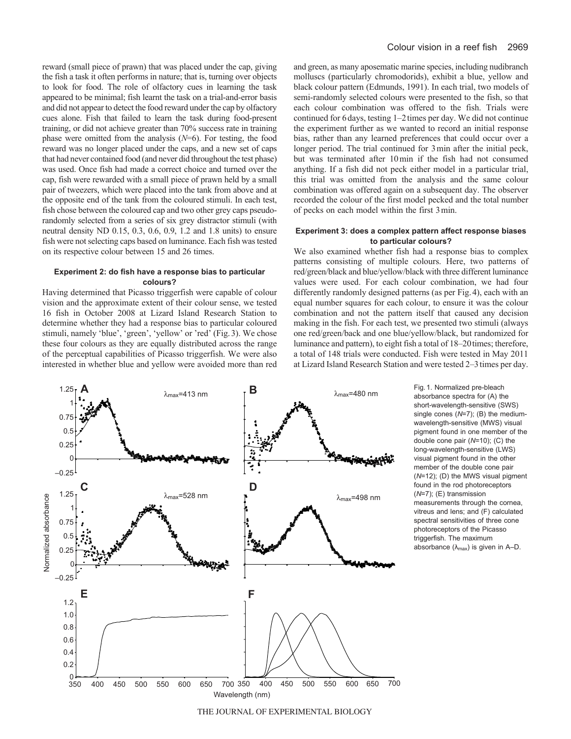reward (small piece of prawn) that was placed under the cap, giving the fish a task it often performs in nature; that is, turning over objects to look for food. The role of olfactory cues in learning the task appeared to be minimal; fish learnt the task on a trial-and-error basis and did not appear to detect the food reward under the cap by olfactory cues alone. Fish that failed to learn the task during food-present training, or did not achieve greater than 70% success rate in training phase were omitted from the analysis (*N*=6). For testing, the food reward was no longer placed under the caps, and a new set of caps that had never contained food (and never did throughout the test phase) was used. Once fish had made a correct choice and turned over the cap, fish were rewarded with a small piece of prawn held by a small pair of tweezers, which were placed into the tank from above and at the opposite end of the tank from the coloured stimuli. In each test, fish chose between the coloured cap and two other grey caps pseudo-randomly selected from a series of six grey distractor stimuli (with neutral density ND 0.15, 0.3, 0.6, 0.9, 1.2 and 1.8 units) to ensure fish were not selecting caps based on luminance. Each fish was tested on its respective colour between 15 and 26 times.

### Experiment 2: do fish have a response bias to particular colours?

Having determined that Picasso triggerfish were capable of colour vision and the approximate extent of their colour sense, we tested 16 fish in October 2008 at Lizard Island Research Station to determine whether they had a response bias to particular coloured stimuli, namely 'blue', 'green', 'yellow' or 'red' (Fig. 3). We chose these four colours as they are equally distributed across the range of the perceptual capabilities of Picasso triggerfish. We were also interested in whether blue and yellow were avoided more than red and green, as many aposematic marine species, including nudibranch molluscs (particularly chromodorids), exhibit a blue, yellow and black colour pattern (Edmunds, 1991). In each trial, two models of semi-randomly selected colours were presented to the fish, so that each colour combination was offered to the fish. Trials were continued for 6 days, testing 1–2 times per day. We did not continue the experiment further as we wanted to record an initial response bias, rather than any learned preferences that could occur over a longer period. The trial continued for 3 min after the initial peck, but was terminated after 10 min if the fish had not consumed anything. If a fish did not peck either model in a particular trial, this trial was omitted from the analysis and the same colour combination was offered again on a subsequent day. The observer recorded the colour of the first model pecked and the total number of pecks on each model within the first 3 min.

### Experiment 3: does a complex pattern affect response biases to particular colours?

We also examined whether fish had a response bias to complex patterns consisting of multiple colours. Here, two patterns of red/green/black and blue/yellow/black with three different luminance values were used. For each colour combination, we had four differently randomly designed patterns (as per Fig. 4), each with an equal number squares for each colour, to ensure it was the colour combination and not the pattern itself that caused any decision making in the fish. For each test, we presented two stimuli (always one red/green/back and one blue/yellow/black, but randomized for luminance and pattern), to eight fish a total of 18–20 times; therefore, a total of 148 trials were conducted. Fish were tested in May 2011 at Lizard Island Research Station and were tested 2–3 times per day.

Fig. 1. Normalized pre-bleach absorbance spectra for (A) the short-wavelength-sensitive (SWS) single cones (*N*=7); (B) the medium-wavelength-sensitive (MWS) visual pigment found in one member of the double cone pair (*N*=10); (C) the long-wavelength-sensitive (LWS) visual pigment found in the other member of the double cone pair (*N*=12); (D) the MWS visual pigment found in the rod photoreceptors (*N*=7); (E) transmission measurements through the cornea, vitreus and lens; and (F) calculated spectral sensitivities of three cone photoreceptors of the Picasso triggerfish. The maximum absorbance ($\lambda_{max}$) is given in A–D.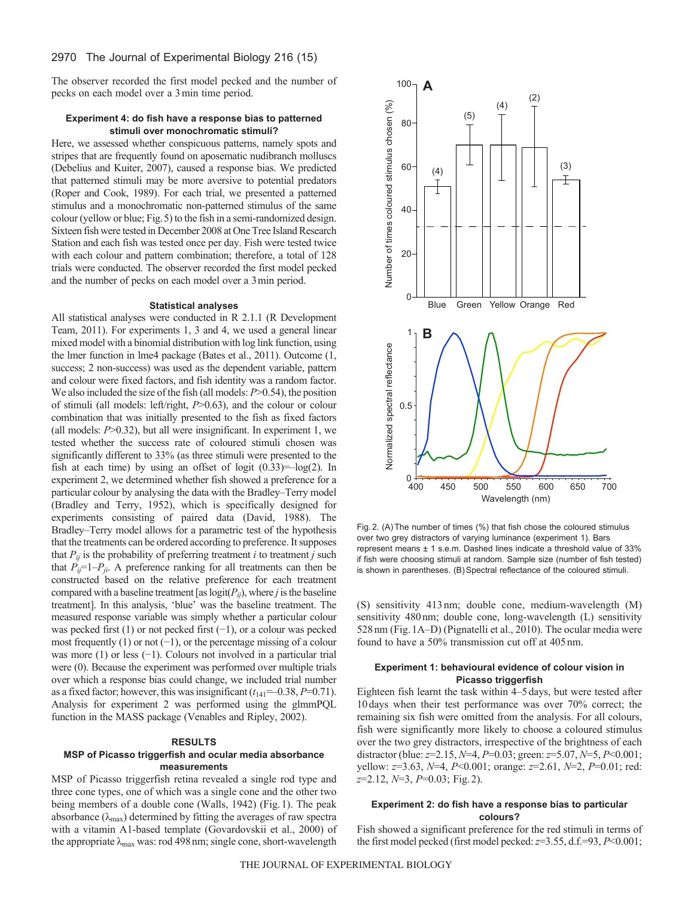The observer recorded the first model pecked and the number of pecks on each model over a 3 min time period.

### Experiment 4: do fish have a response bias to patterned stimuli over monochromatic stimuli?

Here, we assessed whether conspicuous patterns, namely spots and stripes that are frequently found on aposematic nudibranch molluscs (Debelius and Kuiter, 2007), caused a response bias. We predicted that patterned stimuli may be more aversive to potential predators (Roper and Cook, 1989). For each trial, we presented a patterned stimulus and a monochromatic non-patterned stimulus of the same colour (yellow or blue; Fig. 5) to the fish in a semi-randomized design. Sixteen fish were tested in December 2008 at One Tree Island Research Station and each fish was tested once per day. Fish were tested twice with each colour and pattern combination; therefore, a total of 128 trials were conducted. The observer recorded the first model pecked and the number of pecks on each model over a 3 min period.

### Statistical analyses

All statistical analyses were conducted in R 2.1.1 (R Development Team, 2011). For experiments 1, 3 and 4, we used a general linear mixed model with a binomial distribution with log link function, using the lmer function in lme4 package (Bates et al., 2011). Outcome (1, success; 2 non-success) was used as the dependent variable, pattern and colour were fixed factors, and fish identity was a random factor. We also included the size of the fish (all models: $P>0.54$), the position of stimuli (all models: left/right, $P>0.63$), and the colour or colour combination that was initially presented to the fish as fixed factors (all models: $P>0.32$), but all were insignificant. In experiment 1, we tested whether the success rate of coloured stimuli chosen was significantly different to 33% (as three stimuli were presented to the fish at each time) by using an offset of logit $(0.33)=-\log(2)$. In experiment 2, we determined whether fish showed a preference for a particular colour by analysing the data with the Bradley–Terry model (Bradley and Terry, 1952), which is specifically designed for experiments consisting of paired data (David, 1988). The Bradley–Terry model allows for a parametric test of the hypothesis that the treatments can be ordered according to preference. It supposes that $P_{ij}$ is the probability of preferring treatment $i$ to treatment $j$ such that $P_{ij}=1-P_{ji}$. A preference ranking for all treatments can then be constructed based on the relative preference for each treatment compared with a baseline treatment [as logit($P_{ij}$), where $j$ is the baseline treatment]. In this analysis, 'blue' was the baseline treatment. The measured response variable was simply whether a particular colour was pecked first (1) or not pecked first (−1), or a colour was pecked most frequently (1) or not (−1), or the percentage missing of a colour was more (1) or less (−1). Colours not involved in a particular trial were (0). Because the experiment was performed over multiple trials over which a response bias could change, we included trial number as a fixed factor; however, this was insignificant ($t_{141}=-0.38$, $P=0.71$). Analysis for experiment 2 was performed using the glmmPQL function in the MASS package (Venables and Ripley, 2002).

## RESULTS

### MSP of Picasso triggerfish and ocular media absorbance measurements

MSP of Picasso triggerfish retina revealed a single rod type and three cone types, one of which was a single cone and the other two being members of a double cone (Walls, 1942) (Fig. 1). The peak absorbance ($\lambda_{max}$) determined by fitting the averages of raw spectra with a vitamin A1-based template (Govardovskii et al., 2000) of the appropriate $\lambda_{max}$ was: rod 498 nm; single cone, short-wavelength (S) sensitivity 413 nm; double cone, medium-wavelength (M) sensitivity 480 nm; double cone, long-wavelength (L) sensitivity 528 nm (Fig. 1A–D) (Pignatelli et al., 2010). The ocular media were found to have a 50% transmission cut off at 405 nm.

Fig. 2. (A) The number of times (%) that fish chose the coloured stimulus over two grey distractors of varying luminance (experiment 1). Bars represent means ± 1 s.e.m. Dashed lines indicate a threshold value of 33% if fish were choosing stimuli at random. Sample size (number of fish tested) is shown in parentheses. (B) Spectral reflectance of the coloured stimuli.

### Experiment 1: behavioural evidence of colour vision in Picasso triggerfish

Eighteen fish learnt the task within 4–5 days, but were tested after 10 days when their test performance was over 70% correct; the remaining six fish were omitted from the analysis. For all colours, fish were significantly more likely to choose a coloured stimulus over the two grey distractors, irrespective of the brightness of each distractor (blue: $z=2.15$, $N=4$, $P=0.03$; green: $z=5.07$, $N=5$, $P<0.001$; yellow: $z=3.63$, $N=4$, $P<0.001$; orange: $z=2.61$, $N=2$, $P=0.01$; red: $z=2.12$, $N=3$, $P=0.03$; Fig. 2).

### Experiment 2: do fish have a response bias to particular colours?

Fish showed a significant preference for the red stimuli in terms of the first model pecked (first model pecked: $z=3.55$, d.f.=93, $P<0.001$;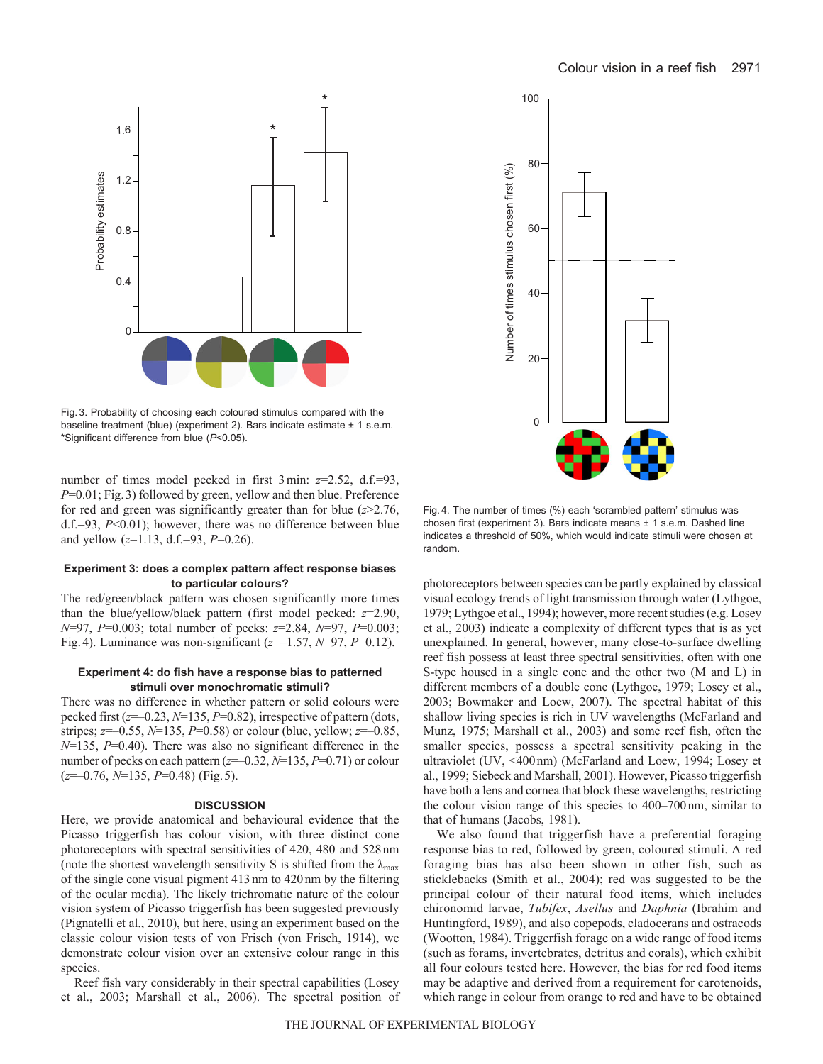Fig. 3. Probability of choosing each coloured stimulus compared with the baseline treatment (blue) (experiment 2). Bars indicate estimate ± 1 s.e.m. *Significant difference from blue ($P$<0.05).

Fig. 4. The number of times (%) each 'scrambled pattern' stimulus was chosen first (experiment 3). Bars indicate means ± 1 s.e.m. Dashed line indicates a threshold of 50%, which would indicate stimuli were chosen at random.

number of times model pecked in first 3 min: $z$=2.52, d.f.=93, $P$=0.01; Fig. 3) followed by green, yellow and then blue. Preference for red and green was significantly greater than for blue ($z$>2.76, d.f.=93, $P$<0.01); however, there was no difference between blue and yellow ($z$=1.13, d.f.=93, $P$=0.26).

### Experiment 3: does a complex pattern affect response biases to particular colours?

The red/green/black pattern was chosen significantly more times than the blue/yellow/black pattern (first model pecked: $z$=2.90, $N$=97, $P$=0.003; total number of pecks: $z$=2.84, $N$=97, $P$=0.003; Fig. 4). Luminance was non-significant ($z$=–1.57, $N$=97, $P$=0.12).

### Experiment 4: do fish have a response bias to patterned stimuli over monochromatic stimuli?

There was no difference in whether pattern or solid colours were pecked first ($z$=–0.23, $N$=135, $P$=0.82), irrespective of pattern (dots, stripes; $z$=–0.55, $N$=135, $P$=0.58) or colour (blue, yellow; $z$=–0.85, $N$=135, $P$=0.40). There was also no significant difference in the number of pecks on each pattern ($z$=–0.32, $N$=135, $P$=0.71) or colour ($z$=–0.76, $N$=135, $P$=0.48) (Fig. 5).

## DISCUSSION

Here, we provide anatomical and behavioural evidence that the Picasso triggerfish has colour vision, with three distinct cone photoreceptors with spectral sensitivities of 420, 480 and 528 nm (note the shortest wavelength sensitivity S is shifted from the $\lambda_{max}$ of the single cone visual pigment 413 nm to 420 nm by the filtering of the ocular media). The likely trichromatic nature of the colour vision system of Picasso triggerfish has been suggested previously (Pignatelli et al., 2010), but here, using an experiment based on the classic colour vision tests of von Frisch (von Frisch, 1914), we demonstrate colour vision over an extensive colour range in this species.

Reef fish vary considerably in their spectral capabilities (Losey et al., 2003; Marshall et al., 2006). The spectral position of photoreceptors between species can be partly explained by classical visual ecology trends of light transmission through water (Lythgoe, 1979; Lythgoe et al., 1994); however, more recent studies (e.g. Losey et al., 2003) indicate a complexity of different types that is as yet unexplained. In general, however, many close-to-surface dwelling reef fish possess at least three spectral sensitivities, often with one S-type housed in a single cone and the other two (M and L) in different members of a double cone (Lythgoe, 1979; Losey et al., 2003; Bowmaker and Loew, 2007). The spectral habitat of this shallow living species is rich in UV wavelengths (McFarland and Munz, 1975; Marshall et al., 2003) and some reef fish, often the smaller species, possess a spectral sensitivity peaking in the ultraviolet (UV, <400 nm) (McFarland and Loew, 1994; Losey et al., 1999; Siebeck and Marshall, 2001). However, Picasso triggerfish have both a lens and cornea that block these wavelengths, restricting the colour vision range of this species to 400–700 nm, similar to that of humans (Jacobs, 1981).

We also found that triggerfish have a preferential foraging response bias to red, followed by green, coloured stimuli. A red foraging bias has also been shown in other fish, such as sticklebacks (Smith et al., 2004); red was suggested to be the principal colour of their natural food items, which includes chironomid larvae, *Tubifex*, *Asellus* and *Daphnia* (Ibrahim and Huntingford, 1989), and also copepods, cladocerans and ostracods (Wootton, 1984). Triggerfish forage on a wide range of food items (such as forams, invertebrates, detritus and corals), which exhibit all four colours tested here. However, the bias for red food items may be adaptive and derived from a requirement for carotenoids, which range in colour from orange to red and have to be obtained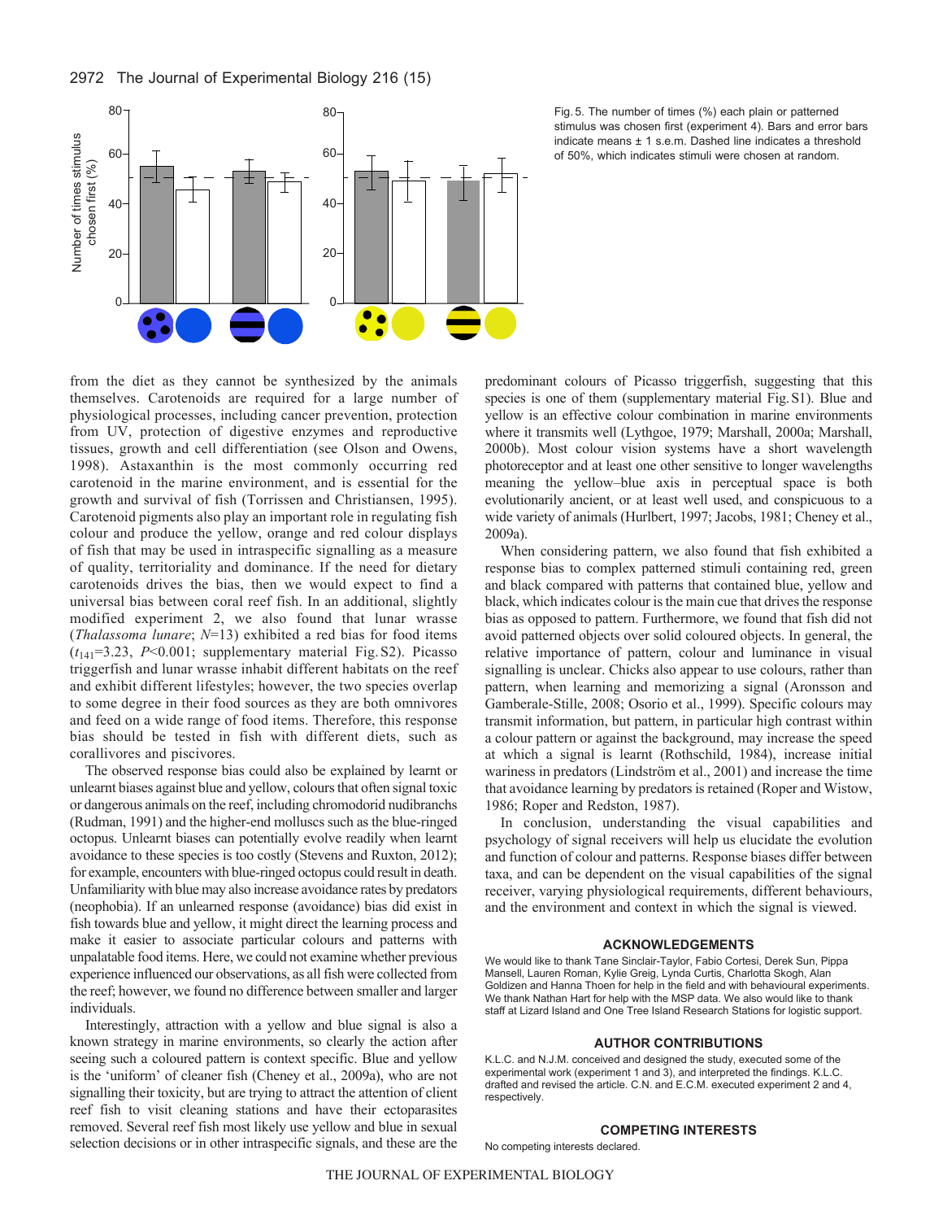80
60
40
20
0
Number of times stimulus chosen first (%)

80
60
40
20
0

Fig. 5. The number of times (%) each plain or patterned stimulus was chosen first (experiment 4). Bars and error bars indicate means ± 1 s.e.m. Dashed line indicates a threshold of 50%, which indicates stimuli were chosen at random.

from the diet as they cannot be synthesized by the animals themselves. Carotenoids are required for a large number of physiological processes, including cancer prevention, protection from UV, protection of digestive enzymes and reproductive tissues, growth and cell differentiation (see Olson and Owens, 1998). Astaxanthin is the most commonly occurring red carotenoid in the marine environment, and is essential for the growth and survival of fish (Torrissen and Christiansen, 1995). Carotenoid pigments also play an important role in regulating fish colour and produce the yellow, orange and red colour displays of fish that may be used in intraspecific signalling as a measure of quality, territoriality and dominance. If the need for dietary carotenoids drives the bias, then we would expect to find a universal bias between coral reef fish. In an additional, slightly modified experiment 2, we also found that lunar wrasse (*Thalassoma lunare*; $N$=13) exhibited a red bias for food items ($t_{141}$=3.23, $P$<0.001; supplementary material Fig. S2). Picasso triggerfish and lunar wrasse inhabit different habitats on the reef and exhibit different lifestyles; however, the two species overlap to some degree in their food sources as they are both omnivores and feed on a wide range of food items. Therefore, this response bias should be tested in fish with different diets, such as corallivores and piscivores.

The observed response bias could also be explained by learnt or unlearnt biases against blue and yellow, colours that often signal toxic or dangerous animals on the reef, including chromodorid nudibranchs (Rudman, 1991) and the higher-end molluscs such as the blue-ringed octopus. Unlearnt biases can potentially evolve readily when learnt avoidance to these species is too costly (Stevens and Ruxton, 2012); for example, encounters with blue-ringed octopus could result in death. Unfamiliarity with blue may also increase avoidance rates by predators (neophobia). If an unlearned response (avoidance) bias did exist in fish towards blue and yellow, it might direct the learning process and make it easier to associate particular colours and patterns with unpalatable food items. Here, we could not examine whether previous experience influenced our observations, as all fish were collected from the reef; however, we found no difference between smaller and larger individuals.

Interestingly, attraction with a yellow and blue signal is also a known strategy in marine environments, so clearly the action after seeing such a coloured pattern is context specific. Blue and yellow is the 'uniform' of cleaner fish (Cheney et al., 2009a), who are not signalling their toxicity, but are trying to attract the attention of client reef fish to visit cleaning stations and have their ectoparasites removed. Several reef fish most likely use yellow and blue in sexual selection decisions or in other intraspecific signals, and these are the predominant colours of Picasso triggerfish, suggesting that this species is one of them (supplementary material Fig. S1). Blue and yellow is an effective colour combination in marine environments where it transmits well (Lythgoe, 1979; Marshall, 2000a; Marshall, 2000b). Most colour vision systems have a short wavelength photoreceptor and at least one other sensitive to longer wavelengths meaning the yellow–blue axis in perceptual space is both evolutionarily ancient, or at least well used, and conspicuous to a wide variety of animals (Hurlbert, 1997; Jacobs, 1981; Cheney et al., 2009a).

When considering pattern, we also found that fish exhibited a response bias to complex patterned stimuli containing red, green and black compared with patterns that contained blue, yellow and black, which indicates colour is the main cue that drives the response bias as opposed to pattern. Furthermore, we found that fish did not avoid patterned objects over solid coloured objects. In general, the relative importance of pattern, colour and luminance in visual signalling is unclear. Chicks also appear to use colours, rather than pattern, when learning and memorizing a signal (Aronsson and Gamberale-Stille, 2008; Osorio et al., 1999). Specific colours may transmit information, but pattern, in particular high contrast within a colour pattern or against the background, may increase the speed at which a signal is learnt (Rothschild, 1984), increase initial wariness in predators (Lindström et al., 2001) and increase the time that avoidance learning by predators is retained (Roper and Wistow, 1986; Roper and Redston, 1987).

In conclusion, understanding the visual capabilities and psychology of signal receivers will help us elucidate the evolution and function of colour and patterns. Response biases differ between taxa, and can be dependent on the visual capabilities of the signal receiver, varying physiological requirements, different behaviours, and the environment and context in which the signal is viewed.

## ACKNOWLEDGEMENTS

We would like to thank Tane Sinclair-Taylor, Fabio Cortesi, Derek Sun, Pippa Mansell, Lauren Roman, Kylie Greig, Lynda Curtis, Charlotta Skogh, Alan Goldizen and Hanna Thoen for help in the field and with behavioural experiments. We thank Nathan Hart for help with the MSP data. We also would like to thank staff at Lizard Island and One Tree Island Research Stations for logistic support.

## AUTHOR CONTRIBUTIONS

K.L.C. and N.J.M. conceived and designed the study, executed some of the experimental work (experiment 1 and 3), and interpreted the findings. K.L.C. drafted and revised the article. C.N. and E.C.M. executed experiment 2 and 4, respectively.

## COMPETING INTERESTS

No competing interests declared.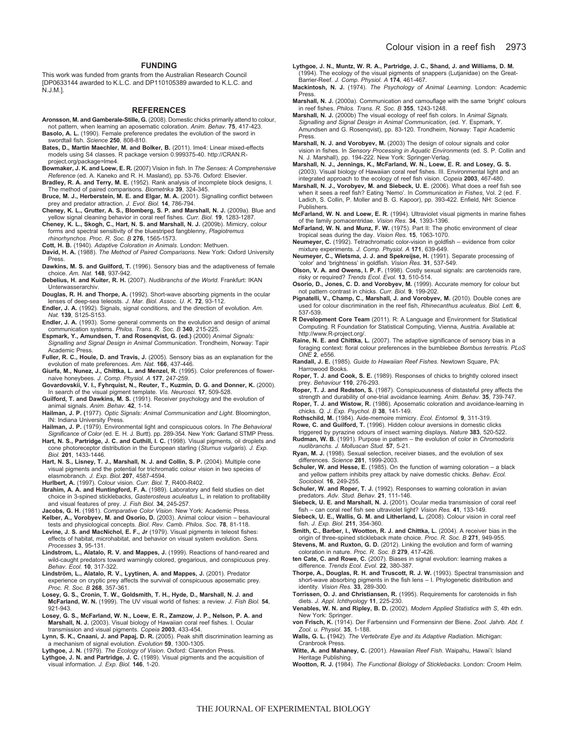## FUNDING

This work was funded from grants from the Australian Research Council [DP0633144 awarded to K.L.C. and DP110105389 awarded to K.L.C. and N.J.M.].

## REFERENCES

**Aronsson, M. and Gamberale-Stille, G.** (2008). Domestic chicks primarily attend to colour, not pattern, when learning an aposematic coloration. *Anim. Behav.* **75**, 417-423.

**Basolo, A. L.** (1990). Female preference predates the evolution of the sword in swordtail fish. *Science* **250**, 808-810.

**Bates, D., Martin Maechler, M. and Bolker, B.** (2011). lme4: Linear mixed-effects models using S4 classes. R package version 0.999375-40. http://CRAN.R-project.org/package=lme4.

**Bowmaker, J. K. and Loew, E. R.** (2007) Vision in fish. In *The Senses: A Comprehensive Reference* (ed. A. Kaneko and R. H. Masland), pp. 53-76. Oxford: Elsevier.

**Bradley, R. A. and Terry, M. E.** (1952). Rank analysis of incomplete block designs, I. The method of paired comparisons. *Biometrika* **39**, 324-345.

**Bruce, M. J., Herberstein, M. E. and Elgar, M. A.** (2001). Signalling conflict between prey and predator attraction. *J. Evol. Biol.* **14**, 786-794.

**Cheney, K. L., Grutter, A. S., Blomberg, S. P. and Marshall, N. J.** (2009a). Blue and yellow signal cleaning behavior in coral reef fishes. *Curr. Biol.* **19**, 1283-1287.

**Cheney, K. L., Skogh, C., Hart, N. S. and Marshall, N. J.** (2009b). Mimicry, colour forms and spectral sensitivity of the bluestriped fangblenny, *Plagiotremus rhinorhynchos*. *Proc. R. Soc. B* **276**, 1565-1573.

**Cott, H. B.** (1940). *Adaptive Coloration in Animals*. London: Methuen.

**David, H. A.** (1988). *The Method of Paired Comparisons*. New York: Oxford University Press.

**Dawkins, M. S. and Guilford, T.** (1996). Sensory bias and the adaptiveness of female choice. *Am. Nat.* **148**, 937-942.

**Debelius, H. and Kuiter, R. H.** (2007). *Nudibranchs of the World*. Frankfurt: IKAN Unterwasserarchiv.

**Douglas, R. H. and Thorpe, A.** (1992). Short-wave absorbing pigments in the ocular lenses of deep-sea teleosts. *J. Mar. Biol. Assoc. U. K.* **72**, 93-112.

**Endler, J. A.** (1992). Signals, signal conditions, and the direction of evolution. *Am. Nat.* **139**, S125-S153.

**Endler, J. A.** (1993). Some general comments on the evolution and design of animal communication systems. *Philos. Trans. R. Soc. B* **340**, 215-225.

**Espmark, Y., Amundsen, T. and Rosenqvist, G. (ed.)** (2000) *Animal Signals: Signalling and Signal Design in Animal Communication*. Trondheim, Norway: Tapir Academic Press.

**Fuller, R. C., Houle, D. and Travis, J.** (2005). Sensory bias as an explanation for the evolution of mate preferences. *Am. Nat.* **166**, 437-446.

**Giurfa, M., Nunez, J., Chittka, L. and Menzel, R.** (1995). Color preferences of flower-naive honeybees. *J. Comp. Physiol. A* **177**, 247-259.

**Govardovskii, V. I., Fyhrquist, N., Reuter, T., Kuzmin, D. G. and Donner, K.** (2000). In search of the visual pigment template. *Vis. Neurosci.* **17**, 509-528.

**Guilford, T. and Dawkins, M. S.** (1991). Receiver psychology and the evolution of animal signals. *Anim. Behav.* **42**, 1-14.

**Hailman, J. P. (**1977). *Optic Signals: Animal Communication and Light*. Bloomington, IN: Indiana University Press.

**Hailman, J. P.** (1979). Environmental light and conspicuous colors. In *The Behavioral Significance of Color* (ed. E. H. J. Burtt). pp. 289-354. New York: Garland STMP Press.

**Hart, N. S., Partridge, J. C. and Cuthill, I. C.** (1998). Visual pigments, oil droplets and cone photoreceptor distribution in the European starling (*Sturnus vulgaris*). *J. Exp. Biol.* **201**, 1433-1446.

**Hart, N. S., Lisney, T. J., Marshall, N. J. and Collin, S. P.** (2004). Multiple cone visual pigments and the potential for trichromatic colour vision in two species of elasmobranch. *J. Exp. Biol.* **207**, 4587-4594.

**Hurlbert, A.** (1997). Colour vision. *Curr. Biol.* **7**, R400-R402.

**Ibrahim, A. A. and Huntingford, F. A.** (1989). Laboratory and field studies on diet choice in 3-spined sticklebacks, *Gasterosteus aculeatus* L, in relation to profitability and visual features of prey. *J. Fish Biol.* **34**, 245-257.

**Jacobs, G. H.** (1981). *Comparative Color Vision*. New York: Academic Press.

**Kelber, A., Vorobyev, M. and Osorio, D.** (2003). Animal colour vision – behavioural tests and physiological concepts. *Biol. Rev. Camb. Philos. Soc.* **78**, 81-118.

**Levine, J. S. and MacNichol, E. F., Jr** (1979). Visual pigments in teleost fishes: effects of habitat, microhabitat, and behavior on visual system evolution. *Sens. Processes* **3**, 95-131.

**Lindstrom, L., Alatalo, R. V. and Mappes, J.** (1999). Reactions of hand-reared and wild-caught predators toward warningly colored, gregarious, and conspicuous prey. *Behav. Ecol.* **10**, 317-322.

**Lindström, L., Alatalo, R. V., Lyytinen, A. and Mappes, J.** (2001). Predator experience on cryptic prey affects the survival of conspicuous aposematic prey. *Proc. R. Soc. B* **268**, 357-361.

**Losey, G. S., Cronin, T. W., Goldsmith, T. H., Hyde, D., Marshall, N. J. and McFarland, W. N.** (1999). The UV visual world of fishes: a review. *J. Fish Biol.* **54**, 921-943.

**Losey, G. S., McFarland, W. N., Loew, E. R., Zamzow, J. P., Nelson, P. A. and Marshall, N. J.** (2003). Visual biology of Hawaiian coral reef fishes. I. Ocular transmission and visual pigments. *Copeia* **2003**, 433-454.

**Lynn, S. K., Cnaani, J. and Papaj, D. R.** (2005). Peak shift discrimination learning as a mechanism of signal evolution. *Evolution* **59**, 1300-1305.

**Lythgoe, J. N.** (1979). *The Ecology of Vision*. Oxford: Clarendon Press.

**Lythgoe, J. N. and Partridge, J. C.** (1989). Visual pigments and the acquisition of visual information. *J. Exp. Biol.* **146**, 1-20.

**Lythgoe, J. N., Muntz, W. R. A., Partridge, J. C., Shand, J. and Williams, D. M.** (1994). The ecology of the visual pigments of snappers (Lutjanidae) on the Great-Barrier-Reef. *J. Comp. Physiol. A* **174**, 461-467.

**Mackintosh, N. J.** (1974). *The Psychology of Animal Learning*. London: Academic Press.

**Marshall, N. J.** (2000a). Communication and camouflage with the same 'bright' colours in reef fishes. *Philos. Trans. R. Soc. B* **355**, 1243-1248.

**Marshall, N. J.** (2000b) The visual ecology of reef fish colors. In *Animal Signals. Signalling and Signal Design in Animal Communication*, (ed. Y. Espmark, Y. Amundsen and G. Rosenqvist), pp. 83-120. Trondheim, Norway: Tapir Academic Press.

**Marshall, N. J. and Vorobyev, M.** (2003) The design of colour signals and color vision in fishes. In *Sensory Processing in Aquatic Environments* (ed. S. P. Collin and N. J. Marshall), pp. 194-222. New York: Springer-Verlag.

**Marshall, N. J., Jennings, K., McFarland, W. N., Loew, E. R. and Losey, G. S.** (2003). Visual biology of Hawaiian coral reef fishes. III. Environmental light and an integrated approach to the ecology of reef fish vision. *Copeia* **2003**, 467-480.

**Marshall, N. J., Vorobyev, M. and Siebeck, U. E.** (2006). What does a reef fish see when it sees a reef fish? Eating 'Nemo'. In *Communication in Fishes*, Vol. 2 (ed. F. Ladich, S. Collin, P. Moller and B. G. Kapoor), pp. 393-422. Enfield, NH: Science Publishers.

**McFarland, W. N. and Loew, E. R.** (1994). Ultraviolet visual pigments in marine fishes of the family pomacentridae. *Vision Res.* **34**, 1393-1396.

**McFarland, W. N. and Munz, F. W.** (1975). Part II: The photic environment of clear tropical seas during the day. *Vision Res.* **15**, 1063-1070.

**Neumeyer, C.** (1992). Tetrachromatic color-vision in goldfish – evidence from color mixture experiments. *J. Comp. Physiol. A* **171**, 639-649.

**Neumeyer, C., Wietsma, J. J. and Spekreijse, H.** (1991). Separate processing of 'color' and 'brightness' in goldfish. *Vision Res.* **31**, 537-549.

**Olson, V. A. and Owens, I. P. F.** (1998). Costly sexual signals: are carotenoids rare, risky or required? *Trends Ecol. Evol.* **13**, 510-514.

**Osorio, D., Jones, C. D. and Vorobyev, M.** (1999). Accurate memory for colour but not pattern contrast in chicks. *Curr. Biol.* **9**, 199-202.

**Pignatelli, V., Champ, C., Marshall, J. and Vorobyev, M.** (2010). Double cones are used for colour discrimination in the reef fish, *Rhinecanthus aculeatus*. *Biol. Lett.* **6**, 537-539.

**R Development Core Team** (2011). R: A Language and Environment for Statistical Computing. R Foundation for Statistical Computing, Vienna, Austria. Available at: http://www.R-project.org/.

**Raine, N. E. and Chittka, L.** (2007). The adaptive significance of sensory bias in a foraging context: floral colour preferences in the bumblebee *Bombus terrestris*. *PLoS ONE* **2**, e556.

**Randall, J. E.** (1985). *Guide to Hawaiian Reef Fishes*. Newtown Square, PA: Harrowood Books.

**Roper, T. J. and Cook, S. E.** (1989). Responses of chicks to brightly colored insect prey. *Behaviour* **110**, 276-293.

**Roper, T. J. and Redston, S.** (1987). Conspicuousness of distasteful prey affects the strength and durability of one-trial avoidance learning. *Anim. Behav.* **35**, 739-747.

**Roper, T. J. and Wistow, R.** (1986). Aposematic coloration and avoidance-learning in chicks. *Q. J. Exp. Psychol. B* **38**, 141-149.

**Rothschild, M.** (1984). Aide-memoire mimicry. *Ecol. Entomol.* **9**, 311-319.

**Rowe, C. and Guilford, T.** (1996). Hidden colour aversions in domestic clicks triggered by pyrazine odours of insect warning displays. *Nature* **383**, 520-522.

**Rudman, W. B.** (1991). Purpose in pattern – the evolution of color in *Chromodoris nudibranchs*. *J. Molluscan Stud.* **57**, 5-21.

**Ryan, M. J.** (1998). Sexual selection, receiver biases, and the evolution of sex differences. *Science* **281**, 1999-2003.

**Schuler, W. and Hesse, E.** (1985). On the function of warning coloration – a black and yellow pattern inhibits prey attack by naive domestic chicks. *Behav. Ecol. Sociobiol.* **16**, 249-255.

**Schuler, W. and Roper, T. J.** (1992). Responses to warning coloration in avian predators. *Adv. Stud. Behav.* **21**, 111-146.

**Siebeck, U. E. and Marshall, N. J.** (2001). Ocular media transmission of coral reef fish – can coral reef fish see ultraviolet light? *Vision Res.* **41**, 133-149.

**Siebeck, U. E., Wallis, G. M. and Litherland, L.** (2008). Colour vision in coral reef fish. *J. Exp. Biol.* **211**, 354-360.

**Smith, C., Barber, I., Wootton, R. J. and Chittka, L.** (2004). A receiver bias in the origin of three-spined stickleback mate choice. *Proc. R. Soc. B* **271**, 949-955.

**Stevens, M. and Ruxton, G. D.** (2012). Linking the evolution and form of warning coloration in nature. *Proc. R. Soc. B* **279**, 417-426.

**ten Cate, C. and Rowe, C.** (2007). Biases in signal evolution: learning makes a difference. *Trends Ecol. Evol.* **22**, 380-387.

**Thorpe, A., Douglas, R. H. and Truscott, R. J. W.** (1993). Spectral transmission and short-wave absorbing pigments in the fish lens – I. Phylogenetic distribution and identity. *Vision Res.* **33**, 289-300.

**Torrissen, O. J. and Christiansen, R.** (1995). Requirements for carotenoids in fish diets. *J. Appl. Ichthyology* **11**, 225-230.

**Venables, W. N. and Ripley, B. D.** (2002). *Modern Applied Statistics with S*, 4th edn. New York: Springer.

**von Frisch, K.** (1914). Der Farbensinn und Formensinn der Biene. *Zool. Jahrb. Abt. f. Zool. u. Physiol.* **35**, 1-188.

**Walls, G. L. (**1942). *The Vertebrate Eye and its Adaptive Radiation*. Michigan: Cranbrook Press.

**Witte, A. and Mahaney, C.** (2001). *Hawaiian Reef Fish*. Waipahu, Hawai'i: Island Heritage Publishing.

**Wootton, R. J. (**1984). *The Functional Biology of Sticklebacks*. London: Croom Helm.